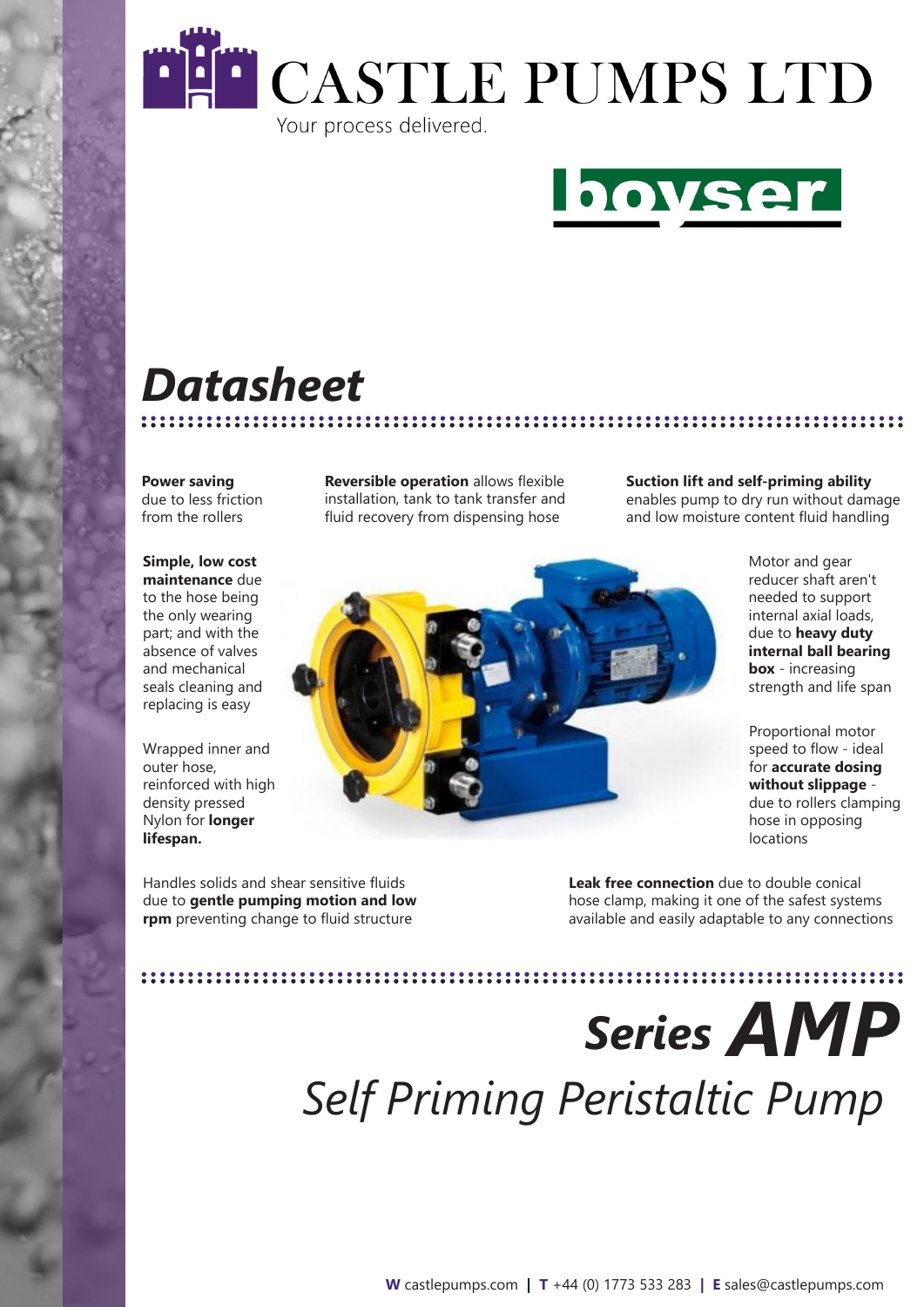# CASTLE PUMPS LTD

Your process delivered.

boyser

# *Datasheet*

**Power saving** due to less friction from the rollers

**Reversible operation** allows flexible installation, tank to tank transfer and fluid recovery from dispensing hose

**Suction lift and self-priming ability** enables pump to dry run without damage and low moisture content fluid handling

**Simple, low cost maintenance** due to the hose being the only wearing part; and with the absence of valves and mechanical seals cleaning and replacing is easy

Motor and gear reducer shaft aren't needed to support internal axial loads, due to **heavy duty internal ball bearing box** - increasing strength and life span

Wrapped inner and outer hose, reinforced with high density pressed Nylon for **longer lifespan.**

Proportional motor speed to flow - ideal for **accurate dosing without slippage** - due to rollers clamping hose in opposing locations

Handles solids and shear sensitive fluids due to **gentle pumping motion and low rpm** preventing change to fluid structure

**Leak free connection** due to double conical hose clamp, making it one of the safest systems available and easily adaptable to any connections

## *Series* ***AMP***

## *Self Priming Peristaltic Pump*

**W** castlepumps.com | **T** +44 (0) 1773 533 283 | **E** sales@castlepumps.com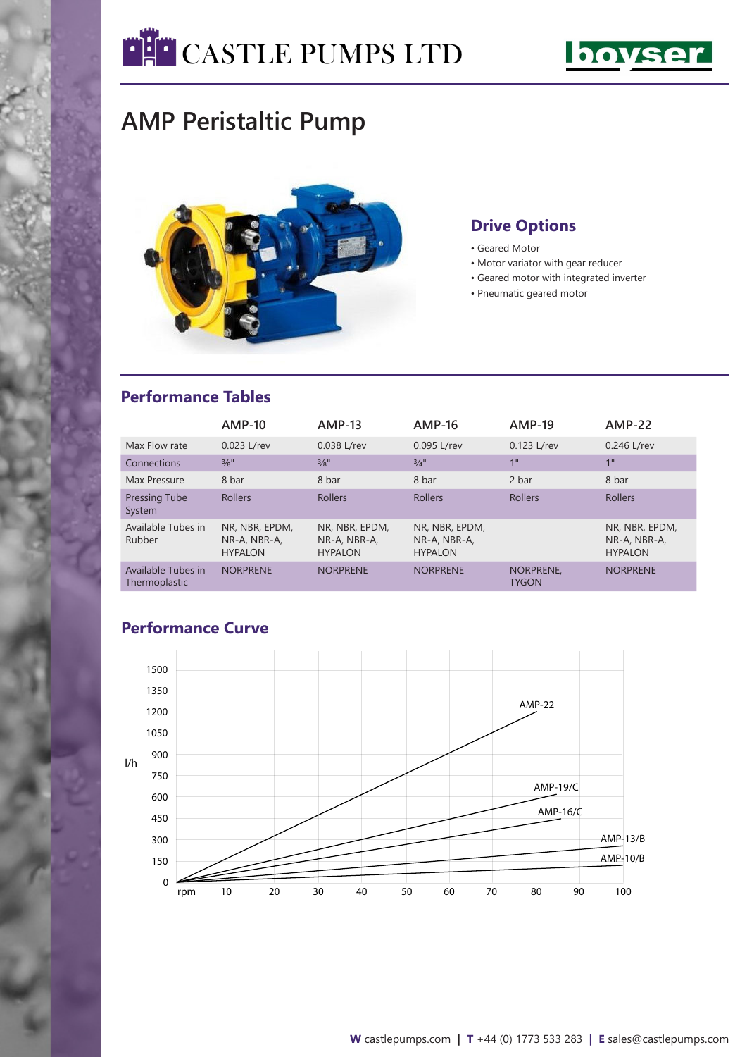# AMP Peristaltic Pump

## Drive Options

- Geared Motor
- Motor variator with gear reducer
- Geared motor with integrated inverter
- Pneumatic geared motor

## Performance Tables

| | AMP-10 | AMP-13 | AMP-16 | AMP-19 | AMP-22 |
|---|---|---|---|---|---|
| Max Flow rate | 0.023 L/rev | 0.038 L/rev | 0.095 L/rev | 0.123 L/rev | 0.246 L/rev |
| Connections | ⅜" | ⅜" | ¾" | 1" | 1" |
| Max Pressure | 8 bar | 8 bar | 8 bar | 2 bar | 8 bar |
| Pressing Tube System | Rollers | Rollers | Rollers | Rollers | Rollers |
| Available Tubes in Rubber | NR, NBR, EPDM, NR-A, NBR-A, HYPALON | NR, NBR, EPDM, NR-A, NBR-A, HYPALON | NR, NBR, EPDM, NR-A, NBR-A, HYPALON | | NR, NBR, EPDM, NR-A, NBR-A, HYPALON |
| Available Tubes in Thermoplastic | NORPRENE | NORPRENE | NORPRENE | NORPRENE, TYGON | NORPRENE |

## Performance Curve

(Chart: l/h vs rpm; y-axis 0–1500 l/h; x-axis 10–100 rpm; curves: AMP-22, AMP-19/C, AMP-16/C, AMP-13/B, AMP-10/B)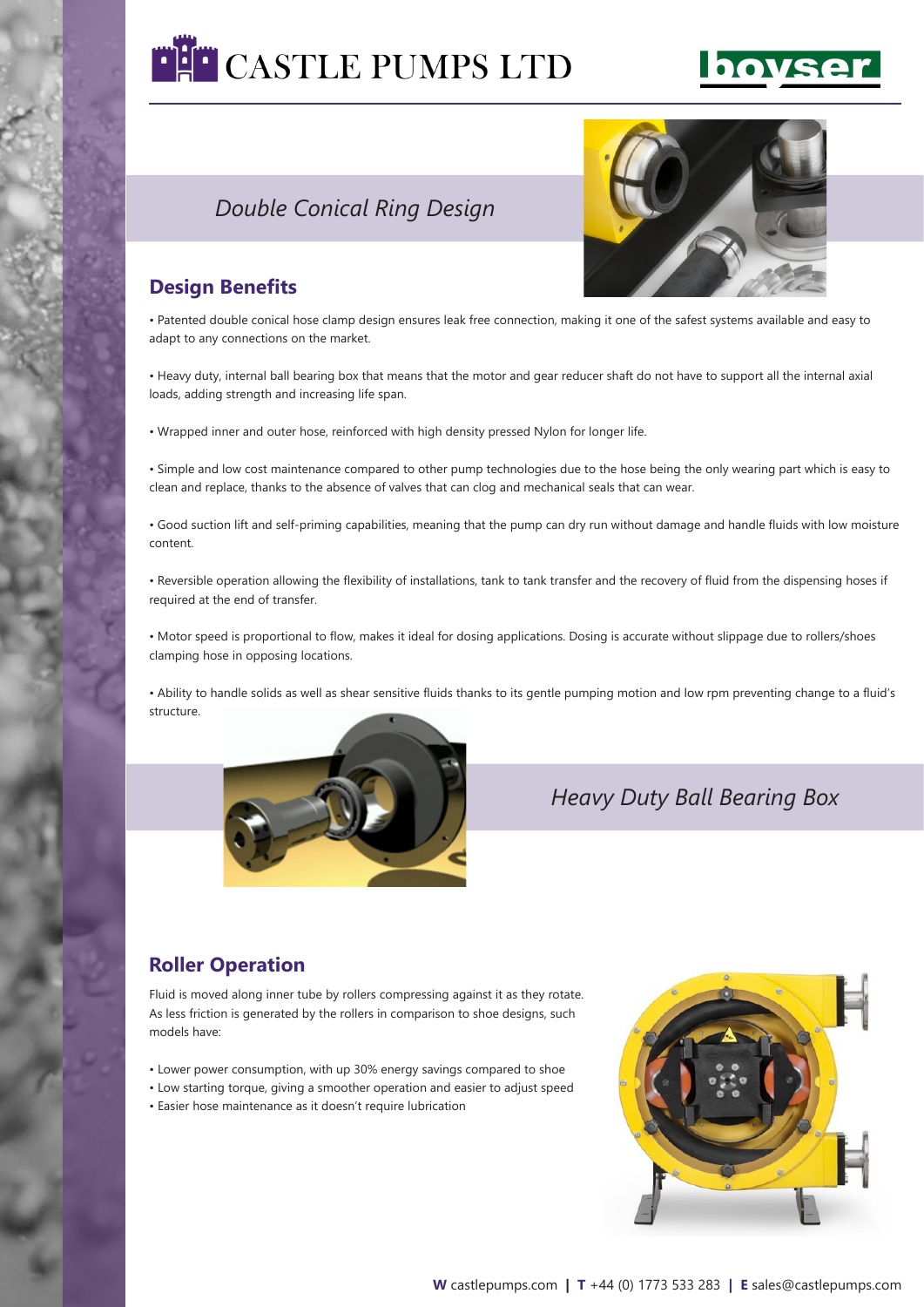*Double Conical Ring Design*

## Design Benefits

• Patented double conical hose clamp design ensures leak free connection, making it one of the safest systems available and easy to adapt to any connections on the market.

• Heavy duty, internal ball bearing box that means that the motor and gear reducer shaft do not have to support all the internal axial loads, adding strength and increasing life span.

• Wrapped inner and outer hose, reinforced with high density pressed Nylon for longer life.

• Simple and low cost maintenance compared to other pump technologies due to the hose being the only wearing part which is easy to clean and replace, thanks to the absence of valves that can clog and mechanical seals that can wear.

• Good suction lift and self-priming capabilities, meaning that the pump can dry run without damage and handle fluids with low moisture content.

• Reversible operation allowing the flexibility of installations, tank to tank transfer and the recovery of fluid from the dispensing hoses if required at the end of transfer.

• Motor speed is proportional to flow, makes it ideal for dosing applications. Dosing is accurate without slippage due to rollers/shoes clamping hose in opposing locations.

• Ability to handle solids as well as shear sensitive fluids thanks to its gentle pumping motion and low rpm preventing change to a fluid's structure.

*Heavy Duty Ball Bearing Box*

## Roller Operation

Fluid is moved along inner tube by rollers compressing against it as they rotate. As less friction is generated by the rollers in comparison to shoe designs, such models have:

• Lower power consumption, with up 30% energy savings compared to shoe
• Low starting torque, giving a smoother operation and easier to adjust speed
• Easier hose maintenance as it doesn't require lubrication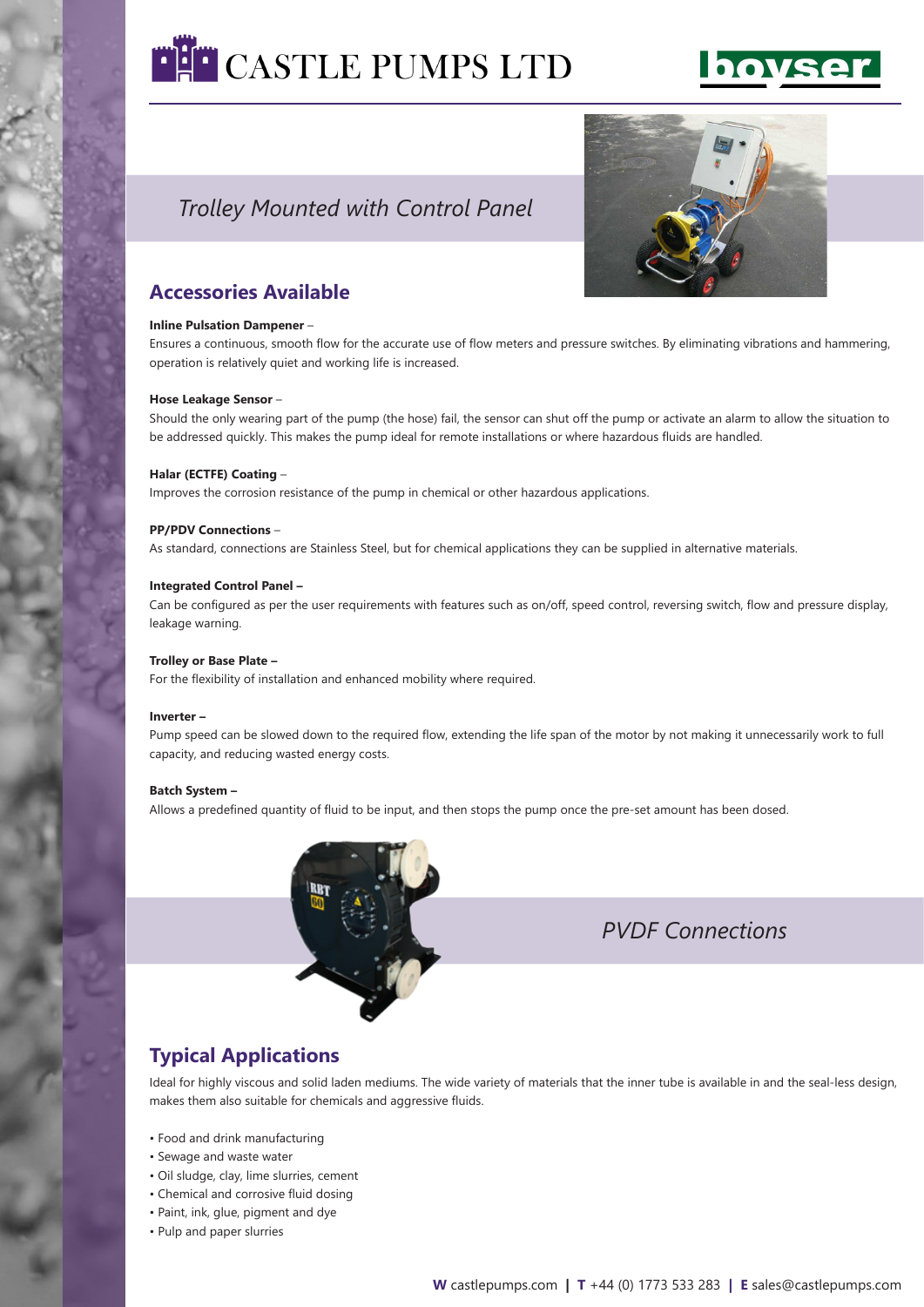*Trolley Mounted with Control Panel*

## Accessories Available

**Inline Pulsation Dampener** –
Ensures a continuous, smooth flow for the accurate use of flow meters and pressure switches. By eliminating vibrations and hammering, operation is relatively quiet and working life is increased.

**Hose Leakage Sensor** –
Should the only wearing part of the pump (the hose) fail, the sensor can shut off the pump or activate an alarm to allow the situation to be addressed quickly. This makes the pump ideal for remote installations or where hazardous fluids are handled.

**Halar (ECTFE) Coating** –
Improves the corrosion resistance of the pump in chemical or other hazardous applications.

**PP/PDV Connections** –
As standard, connections are Stainless Steel, but for chemical applications they can be supplied in alternative materials.

**Integrated Control Panel –**
Can be configured as per the user requirements with features such as on/off, speed control, reversing switch, flow and pressure display, leakage warning.

**Trolley or Base Plate –**
For the flexibility of installation and enhanced mobility where required.

**Inverter –**
Pump speed can be slowed down to the required flow, extending the life span of the motor by not making it unnecessarily work to full capacity, and reducing wasted energy costs.

**Batch System –**
Allows a predefined quantity of fluid to be input, and then stops the pump once the pre-set amount has been dosed.

*PVDF Connections*

## Typical Applications

Ideal for highly viscous and solid laden mediums. The wide variety of materials that the inner tube is available in and the seal-less design, makes them also suitable for chemicals and aggressive fluids.

- Food and drink manufacturing
- Sewage and waste water
- Oil sludge, clay, lime slurries, cement
- Chemical and corrosive fluid dosing
- Paint, ink, glue, pigment and dye
- Pulp and paper slurries